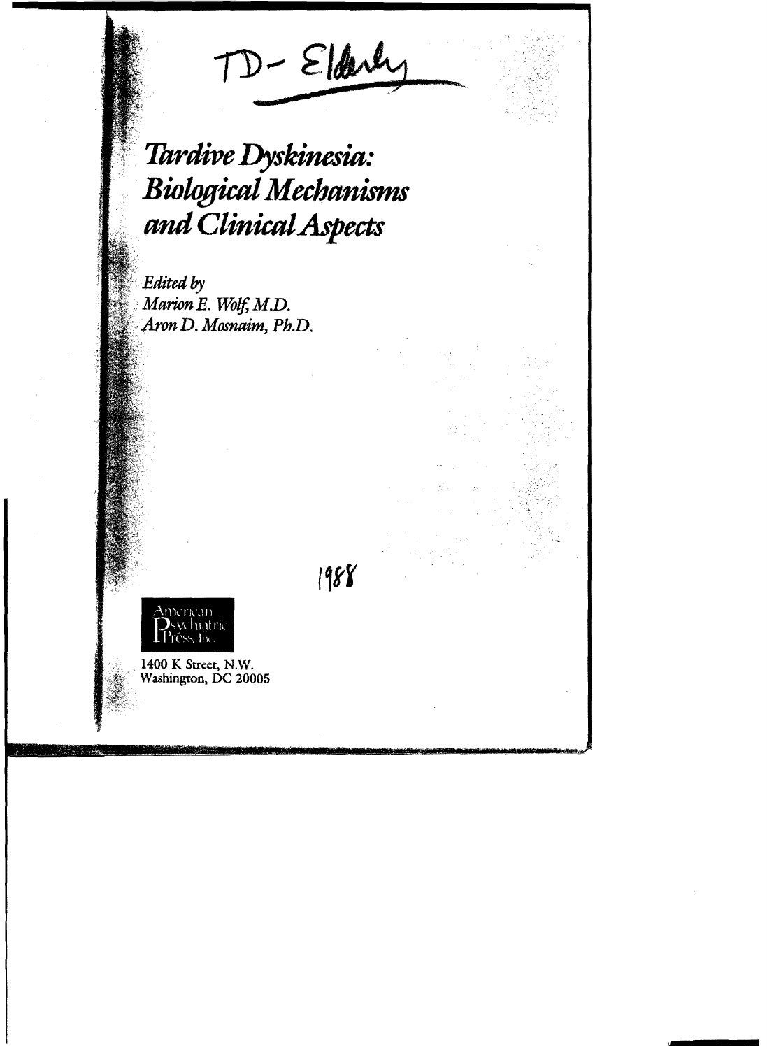TD- Elderly

# *Tardive Dyskinesia: Biological Mechanisms and Clinical Aspects*

*Edited by*
*Marion E. Wolf, M.D.*
*Aron D. Mosnaim, Ph.D.*

1988

American Psychiatric Press, Inc.

1400 K Street, N.W.
Washington, DC 20005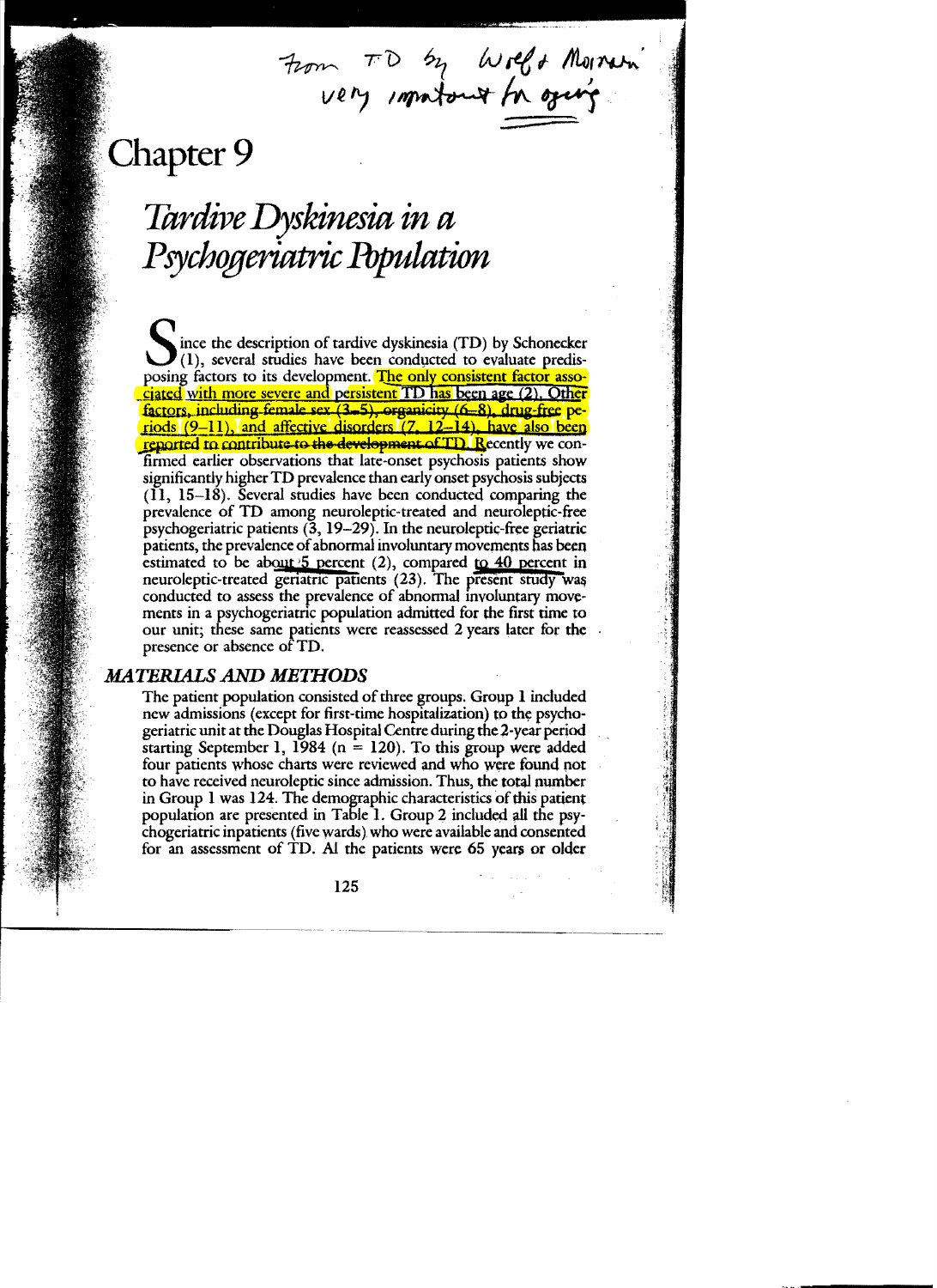From TD by Wolf + Mosnaim
very important for aging

# Chapter 9

## *Tardive Dyskinesia in a Psychogeriatric Population*

Since the description of tardive dyskinesia (TD) by Schonecker (1), several studies have been conducted to evaluate predisposing factors to its development. The only consistent factor associated with more severe and persistent TD has been age (2). Other factors, including female sex (3–5), organicity (6–8), drug-free periods (9–11), and affective disorders (7, 12–14), have also been reported to contribute to the development of TD. Recently we confirmed earlier observations that late-onset psychosis patients show significantly higher TD prevalence than early onset psychosis subjects (11, 15–18). Several studies have been conducted comparing the prevalence of TD among neuroleptic-treated and neuroleptic-free psychogeriatric patients (3, 19–29). In the neuroleptic-free geriatric patients, the prevalence of abnormal involuntary movements has been estimated to be about 5 percent (2), compared to 40 percent in neuroleptic-treated geriatric patients (23). The present study was conducted to assess the prevalence of abnormal involuntary movements in a psychogeriatric population admitted for the first time to our unit; these same patients were reassessed 2 years later for the presence or absence of TD.

### *MATERIALS AND METHODS*

The patient population consisted of three groups. Group 1 included new admissions (except for first-time hospitalization) to the psychogeriatric unit at the Douglas Hospital Centre during the 2-year period starting September 1, 1984 (n = 120). To this group were added four patients whose charts were reviewed and who were found not to have received neuroleptic since admission. Thus, the total number in Group 1 was 124. The demographic characteristics of this patient population are presented in Table 1. Group 2 included all the psychogeriatric inpatients (five wards) who were available and consented for an assessment of TD. Al the patients were 65 years or older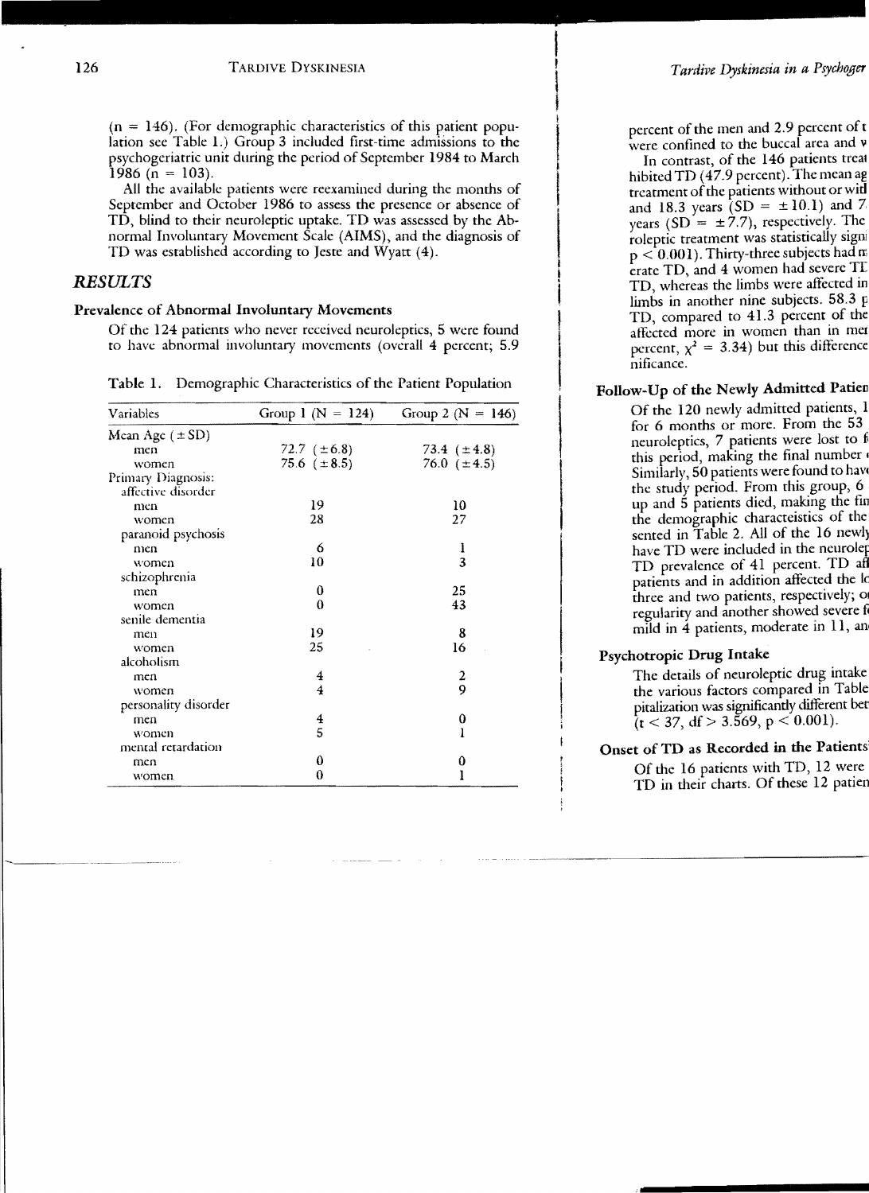(n = 146). (For demographic characteristics of this patient population see Table 1.) Group 3 included first-time admissions to the psychogeriatric unit during the period of September 1984 to March 1986 (n = 103).

All the available patients were reexamined during the months of September and October 1986 to assess the presence or absence of TD, blind to their neuroleptic uptake. TD was assessed by the Abnormal Involuntary Movement Scale (AIMS), and the diagnosis of TD was established according to Jeste and Wyatt (4).

## RESULTS

### Prevalence of Abnormal Involuntary Movements

Of the 124 patients who never received neuroleptics, 5 were found to have abnormal involuntary movements (overall 4 percent; 5.9 percent of the men and 2.9 percent of t were confined to the buccal area and v

In contrast, of the 146 patients treat hibited TD (47.9 percent). The mean ag treatment of the patients without or wit and 18.3 years (SD = ±10.1) and 7 years (SD = ±7.7), respectively. The roleptic treatment was statistically signi $p < 0.001$). Thirty-three subjects had m erate TD, and 4 women had severe TD TD, whereas the limbs were affected in limbs in another nine subjects. 58.3 p TD, compared to 41.3 percent of the affected more in women than in me percent, $\chi^2 = 3.34$) but this difference nificance.

Table 1. Demographic Characteristics of the Patient Population

| Variables | Group 1 (N = 124) | Group 2 (N = 146) |
|---|---|---|
| Mean Age (±SD) | | |
| men | 72.7 (±6.8) | 73.4 (±4.8) |
| women | 75.6 (±8.5) | 76.0 (±4.5) |
| Primary Diagnosis: | | |
| affective disorder | | |
| men | 19 | 10 |
| women | 28 | 27 |
| paranoid psychosis | | |
| men | 6 | 1 |
| women | 10 | 3 |
| schizophrenia | | |
| men | 0 | 25 |
| women | 0 | 43 |
| senile dementia | | |
| men | 19 | 8 |
| women | 25 | 16 |
| alcoholism | | |
| men | 4 | 2 |
| women | 4 | 9 |
| personality disorder | | |
| men | 4 | 0 |
| women | 5 | 1 |
| mental retardation | | |
| men | 0 | 0 |
| women | 0 | 1 |

### Follow-Up of the Newly Admitted Patien

Of the 120 newly admitted patients, 1 for 6 months or more. From the 53 neuroleptics, 7 patients were lost to f this period, making the final number Similarly, 50 patients were found to hav the study period. From this group, 6 up and 5 patients died, making the fin the demographic characteristics of the sented in Table 2. All of the 16 newl have TD were included in the neurolep TD prevalence of 41 percent. TD af patients and in addition affected the lo three and two patients, respectively; o regularity and another showed severe f mild in 4 patients, moderate in 11, an

### Psychotropic Drug Intake

The details of neuroleptic drug intake the various factors compared in Table pitalization was significantly different bet ($t < 37$, $df > 3.569$, $p < 0.001$).

### Onset of TD as Recorded in the Patients

Of the 16 patients with TD, 12 were TD in their charts. Of these 12 patien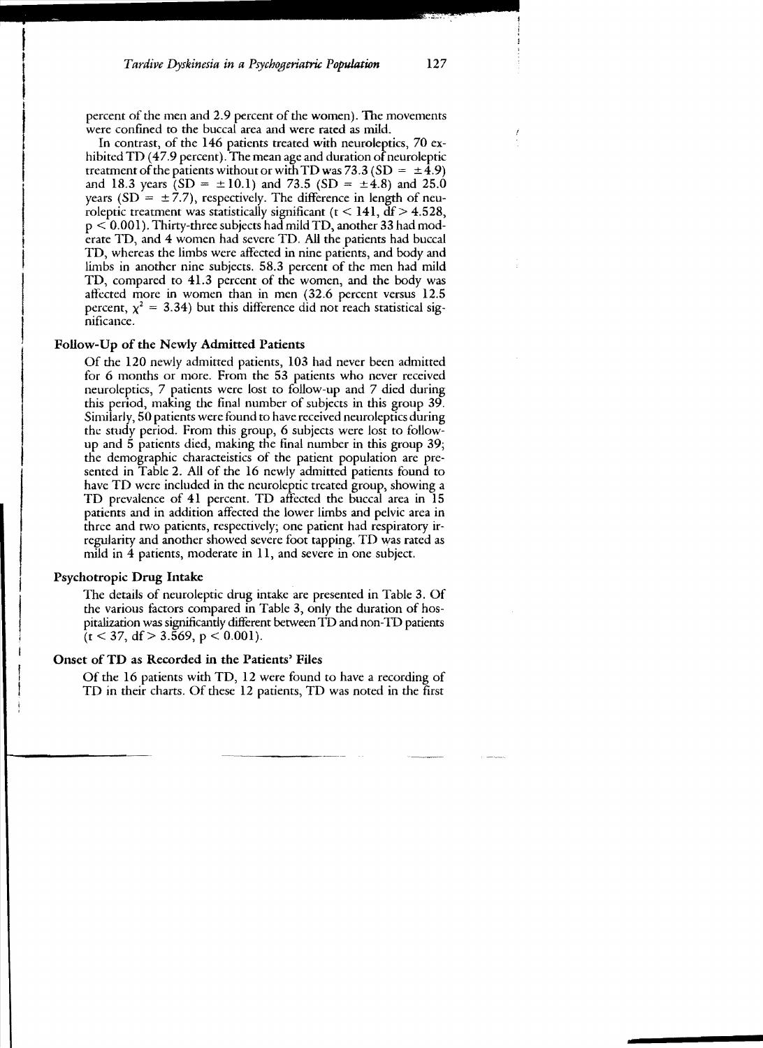percent of the men and 2.9 percent of the women). The movements were confined to the buccal area and were rated as mild.

In contrast, of the 146 patients treated with neuroleptics, 70 exhibited TD (47.9 percent). The mean age and duration of neuroleptic treatment of the patients without or with TD was 73.3 (SD = ±4.9) and 18.3 years (SD = ±10.1) and 73.5 (SD = ±4.8) and 25.0 years (SD = ±7.7), respectively. The difference in length of neuroleptic treatment was statistically significant ($t < 141$, $df > 4.528$, $p < 0.001$). Thirty-three subjects had mild TD, another 33 had moderate TD, and 4 women had severe TD. All the patients had buccal TD, whereas the limbs were affected in nine patients, and body and limbs in another nine subjects. 58.3 percent of the men had mild TD, compared to 41.3 percent of the women, and the body was affected more in women than in men (32.6 percent versus 12.5 percent, $\chi^2 = 3.34$) but this difference did not reach statistical significance.

### Follow-Up of the Newly Admitted Patients

Of the 120 newly admitted patients, 103 had never been admitted for 6 months or more. From the 53 patients who never received neuroleptics, 7 patients were lost to follow-up and 7 died during this period, making the final number of subjects in this group 39. Similarly, 50 patients were found to have received neuroleptics during the study period. From this group, 6 subjects were lost to follow-up and 5 patients died, making the final number in this group 39; the demographic characteistics of the patient population are presented in Table 2. All of the 16 newly admitted patients found to have TD were included in the neuroleptic treated group, showing a TD prevalence of 41 percent. TD affected the buccal area in 15 patients and in addition affected the lower limbs and pelvic area in three and two patients, respectively; one patient had respiratory irregularity and another showed severe foot tapping. TD was rated as mild in 4 patients, moderate in 11, and severe in one subject.

### Psychotropic Drug Intake

The details of neuroleptic drug intake are presented in Table 3. Of the various factors compared in Table 3, only the duration of hospitalization was significantly different between TD and non-TD patients ($t < 37$, $df > 3.569$, $p < 0.001$).

### Onset of TD as Recorded in the Patients' Files

Of the 16 patients with TD, 12 were found to have a recording of TD in their charts. Of these 12 patients, TD was noted in the first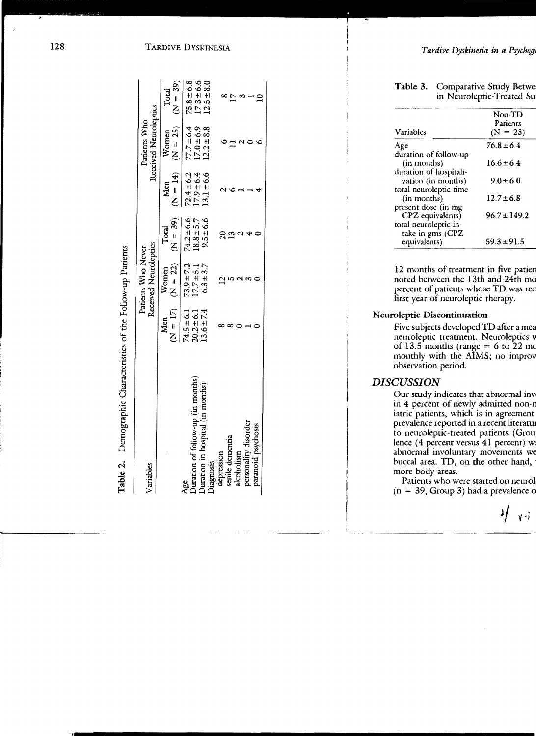**Table 2.** Demographic Characteristics of the Follow-up Patients

| Variables | Patients Who Never Received Neuroleptics | | | Patients Who Received Neuroleptics | | |
|---|---|---|---|---|---|---|
| | Men (N = 17) | Women (N = 22) | Total (N = 39) | Men (N = 14) | Women (N = 25) | Total (N = 39) |
| Age | 74.5 ± 6.1 | 73.9 ± 7.2 | 74.2 ± 6.6 | 72.4 ± 6.2 | 77.7 ± 6.4 | 75.8 ± 6.8 |
| Duration of follow-up (in months) | 20.2 ± 6.1 | 17.7 ± 5.1 | 18.8 ± 5.7 | 17.9 ± 6.4 | 17.0 ± 6.9 | 17.3 ± 6.6 |
| Duration in hospital (in months) | 13.6 ± 7.4 | 6.3 ± 3.7 | 9.5 ± 6.6 | 13.1 ± 6.6 | 12.2 ± 8.8 | 12.5 ± 8.0 |
| Diagnosis | | | | | | |
| depression | 8 | 12 | 20 | 2 | 6 | 8 |
| senile dementia | 8 | 5 | 13 | 6 | 11 | 17 |
| alcoholism | 0 | 2 | 2 | 1 | 2 | 3 |
| personality disorder | 1 | 3 | 4 | 1 | 0 | 1 |
| paranoid psychosis | 0 | 0 | 0 | 4 | 6 | 10 |

**Table 3.** Comparative Study Betwe[...] in Neuroleptic-Treated Su[...]

| Variables | Non-TD Patients (N = 23) |
|---|---|
| Age | 76.8 ± 6.4 |
| duration of follow-up (in months) | 16.6 ± 6.4 |
| duration of hospitalization (in months) | 9.0 ± 6.0 |
| total neuroleptic time (in months) | 12.7 ± 6.8 |
| present dose (in mg CPZ equivalents) | 96.7 ± 149.2 |
| total neuroleptic intake in gms (CPZ equivalents) | 59.3 ± 91.5 |

12 months of treatment in five patien[...] noted between the 13th and 24th mo[...] percent of patients whose TD was rec[...] first year of neuroleptic therapy.

### Neuroleptic Discontinuation

Five subjects developed TD after a mea[...] neuroleptic treatment. Neuroleptics w[...] of 13.5 months (range = 6 to 22 mo[...] monthly with the AIMS; no improv[...] observation period.

## DISCUSSION

Our study indicates that abnormal inv[...] in 4 percent of newly admitted non-n[...] iatric patients, which is in agreement [...] prevalence reported in a recent literatu[...] to neuroleptic-treated patients (Grou[...] lence (4 percent versus 41 percent) w[...] abnormal involuntary movements we[...] buccal area. TD, on the other hand, [...] more body areas.

Patients who were started on neurol[...] (n = 39, Group 3) had a prevalence o[...]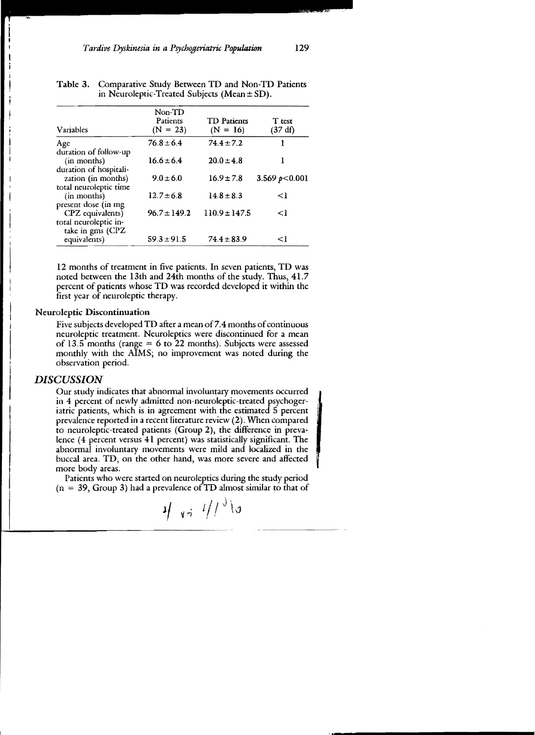Table 3. Comparative Study Between TD and Non-TD Patients in Neuroleptic-Treated Subjects (Mean ± SD).

| Variables | Non-TD Patients (N = 23) | TD Patients (N = 16) | T test (37 df) |
|---|---|---|---|
| Age | 76.8 ± 6.4 | 74.4 ± 7.2 | 1 |
| duration of follow-up (in months) | 16.6 ± 6.4 | 20.0 ± 4.8 | 1 |
| duration of hospitalization (in months) | 9.0 ± 6.0 | 16.9 ± 7.8 | 3.569 $p<0.001$ |
| total neuroleptic time (in months) | 12.7 ± 6.8 | 14.8 ± 8.3 | <1 |
| present dose (in mg CPZ equivalents) | 96.7 ± 149.2 | 110.9 ± 147.5 | <1 |
| total neuroleptic intake in gms (CPZ equivalents) | 59.3 ± 91.5 | 74.4 ± 83.9 | <1 |

12 months of treatment in five patients. In seven patients, TD was noted between the 13th and 24th months of the study. Thus, 41.7 percent of patients whose TD was recorded developed it within the first year of neuroleptic therapy.

### Neuroleptic Discontinuation

Five subjects developed TD after a mean of 7.4 months of continuous neuroleptic treatment. Neuroleptics were discontinued for a mean of 13.5 months (range = 6 to 22 months). Subjects were assessed monthly with the AIMS; no improvement was noted during the observation period.

## *DISCUSSION*

Our study indicates that abnormal involuntary movements occurred in 4 percent of newly admitted non-neuroleptic-treated psychogeriatric patients, which is in agreement with the estimated 5 percent prevalence reported in a recent literature review (2). When compared to neuroleptic-treated patients (Group 2), the difference in prevalence (4 percent versus 41 percent) was statistically significant. The abnormal involuntary movements were mild and localized in the buccal area. TD, on the other hand, was more severe and affected more body areas.

Patients who were started on neuroleptics during the study period (n = 39, Group 3) had a prevalence of TD almost similar to that of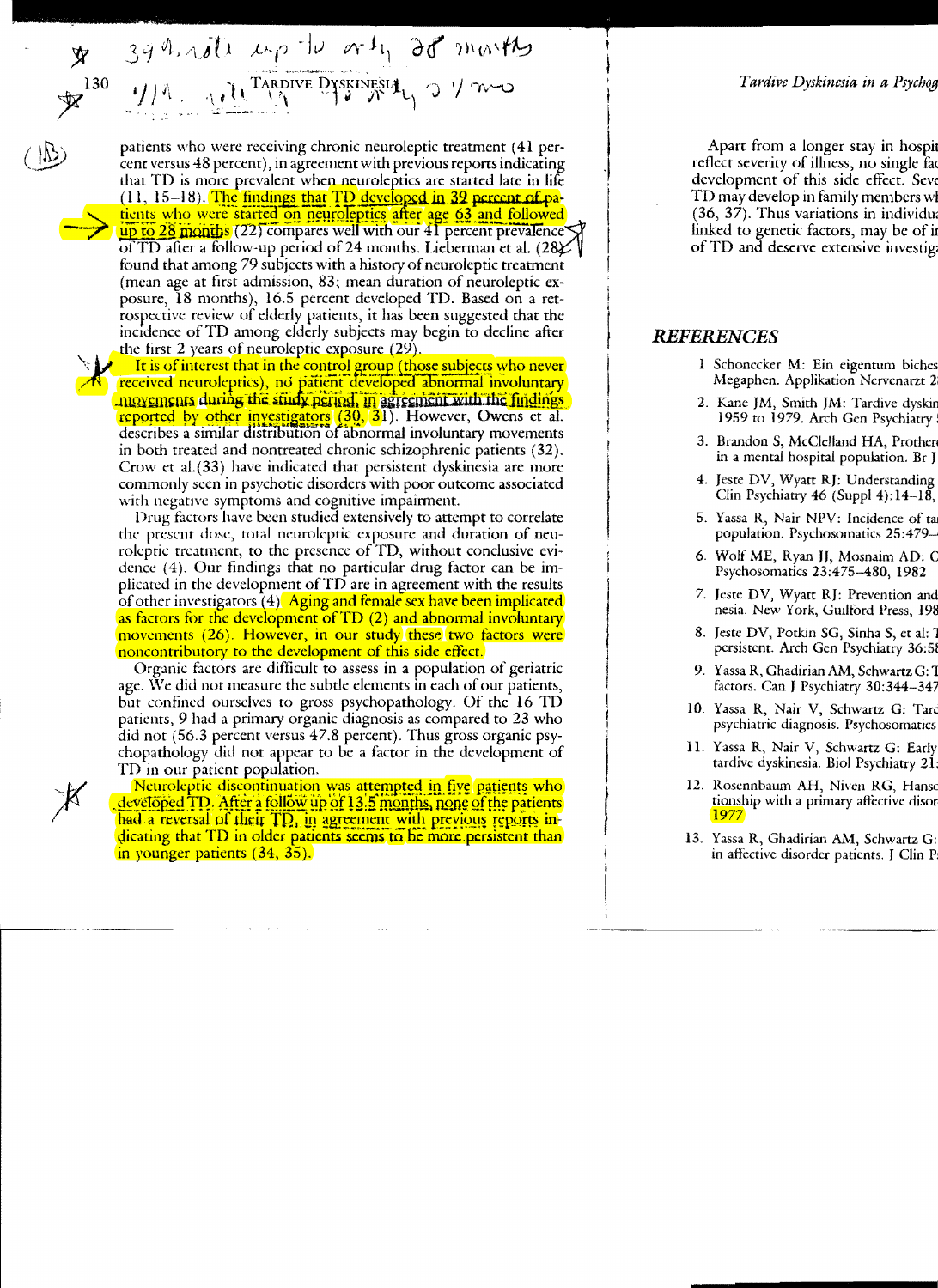patients who were receiving chronic neuroleptic treatment (41 percent versus 48 percent), in agreement with previous reports indicating that TD is more prevalent when neuroleptics are started late in life (11, 15–18). The findings that TD developed in 39 percent of patients who were started on neuroleptics after age 63 and followed up to 28 months (22) compares well with our 41 percent prevalence of TD after a follow-up period of 24 months. Lieberman et al. (28) found that among 79 subjects with a history of neuroleptic treatment (mean age at first admission, 83; mean duration of neuroleptic exposure, 18 months), 16.5 percent developed TD. Based on a retrospective review of elderly patients, it has been suggested that the incidence of TD among elderly subjects may begin to decline after the first 2 years of neuroleptic exposure (29).

It is of interest that in the control group (those subjects who never received neuroleptics), no patient developed abnormal involuntary movements during the study period, in agreement with the findings reported by other investigators (30, 31). However, Owens et al. describes a similar distribution of abnormal involuntary movements in both treated and nontreated chronic schizophrenic patients (32). Crow et al.(33) have indicated that persistent dyskinesia are more commonly seen in psychotic disorders with poor outcome associated with negative symptoms and cognitive impairment.

Drug factors have been studied extensively to attempt to correlate the present dose, total neuroleptic exposure and duration of neuroleptic treatment, to the presence of TD, without conclusive evidence (4). Our findings that no particular drug factor can be implicated in the development of TD are in agreement with the results of other investigators (4). Aging and female sex have been implicated as factors for the development of TD (2) and abnormal involuntary movements (26). However, in our study these two factors were noncontributory to the development of this side effect.

Organic factors are difficult to assess in a population of geriatric age. We did not measure the subtle elements in each of our patients, but confined ourselves to gross psychopathology. Of the 16 TD patients, 9 had a primary organic diagnosis as compared to 23 who did not (56.3 percent versus 47.8 percent). Thus gross organic psychopathology did not appear to be a factor in the development of TD in our patient population.

Neuroleptic discontinuation was attempted in five patients who developed TD. After a follow up of 13.5 months, none of the patients had a reversal of their TD, in agreement with previous reports indicating that TD in older patients seems to be more persistent than in younger patients (34, 35).

Apart from a longer stay in hospit... reflect severity of illness, no single fac... development of this side effect. Seve... TD may develop in family members wh... (36, 37). Thus variations in individua... linked to genetic factors, may be of in... of TD and deserve extensive investiga...

## REFERENCES

1. Schonecker M: Ein eigentum biches ... Megaphen. Applikation Nervenarzt 2...
2. Kane JM, Smith JM: Tardive dyskin... 1959 to 1979. Arch Gen Psychiatry ...
3. Brandon S, McClelland HA, Prothero... in a mental hospital population. Br J ...
4. Jeste DV, Wyatt RJ: Understanding ... Clin Psychiatry 46 (Suppl 4):14–18, ...
5. Yassa R, Nair NPV: Incidence of ta... population. Psychosomatics 25:479–...
6. Wolf ME, Ryan JJ, Mosnaim AD: C... Psychosomatics 23:475–480, 1982
7. Jeste DV, Wyatt RJ: Prevention and ... nesia. New York, Guilford Press, 198...
8. Jeste DV, Potkin SG, Sinha S, et al: T... persistent. Arch Gen Psychiatry 36:58...
9. Yassa R, Ghadirian AM, Schwartz G: T... factors. Can J Psychiatry 30:344–347...
10. Yassa R, Nair V, Schwartz G: Tard... psychiatric diagnosis. Psychosomatics...
11. Yassa R, Nair V, Schwartz G: Early ... tardive dyskinesia. Biol Psychiatry 21:...
12. Rosennbaum AH, Niven RG, Hanso... tionship with a primary affective disor... 1977
13. Yassa R, Ghadirian AM, Schwartz G: ... in affective disorder patients. J Clin P...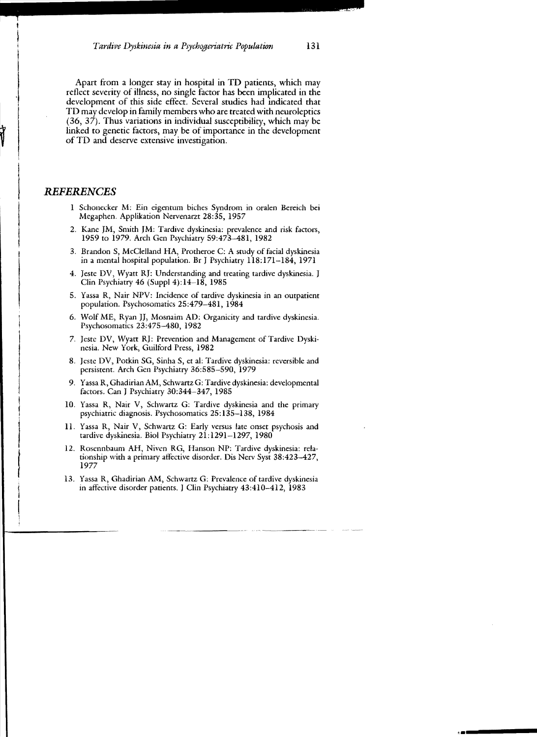Apart from a longer stay in hospital in TD patients, which may reflect severity of illness, no single factor has been implicated in the development of this side effect. Several studies had indicated that TD may develop in family members who are treated with neuroleptics (36, 37). Thus variations in individual susceptibility, which may be linked to genetic factors, may be of importance in the development of TD and deserve extensive investigation.

## REFERENCES

1. Schonecker M: Ein eigentum biches Syndrom in oralen Bereich bei Megaphen. Applikation Nervenarzt 28:35, 1957
2. Kane JM, Smith JM: Tardive dyskinesia: prevalence and risk factors, 1959 to 1979. Arch Gen Psychiatry 59:473–481, 1982
3. Brandon S, McClelland HA, Protheroe C: A study of facial dyskinesia in a mental hospital population. Br J Psychiatry 118:171–184, 1971
4. Jeste DV, Wyatt RJ: Understanding and treating tardive dyskinesia. J Clin Psychiatry 46 (Suppl 4):14–18, 1985
5. Yassa R, Nair NPV: Incidence of tardive dyskinesia in an outpatient population. Psychosomatics 25:479–481, 1984
6. Wolf ME, Ryan JJ, Mosnaim AD: Organicity and tardive dyskinesia. Psychosomatics 23:475–480, 1982
7. Jeste DV, Wyatt RJ: Prevention and Management of Tardive Dyskinesia. New York, Guilford Press, 1982
8. Jeste DV, Potkin SG, Sinha S, et al: Tardive dyskinesia: reversible and persistent. Arch Gen Psychiatry 36:585–590, 1979
9. Yassa R, Ghadirian AM, Schwartz G: Tardive dyskinesia: developmental factors. Can J Psychiatry 30:344–347, 1985
10. Yassa R, Nair V, Schwartz G: Tardive dyskinesia and the primary psychiatric diagnosis. Psychosomatics 25:135–138, 1984
11. Yassa R, Nair V, Schwartz G: Early versus late onset psychosis and tardive dyskinesia. Biol Psychiatry 21:1291–1297, 1980
12. Rosennbaum AH, Niven RG, Hanson NP: Tardive dyskinesia: relationship with a primary affective disorder. Dis Nerv Syst 38:423–427, 1977
13. Yassa R, Ghadirian AM, Schwartz G: Prevalence of tardive dyskinesia in affective disorder patients. J Clin Psychiatry 43:410–412, 1983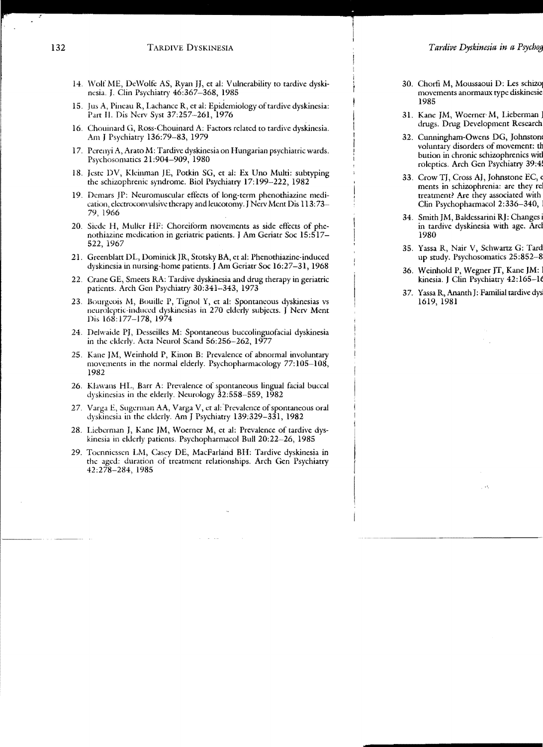14. Wolf ME, DeWolfe AS, Ryan JJ, et al: Vulnerability to tardive dyskinesia. J. Clin Psychiatry 46:367–368, 1985

15. Jus A, Pineau R, Lachance R, et al: Epidemiology of tardive dyskinesia: Part II. Dis Nerv Syst 37:257–261, 1976

16. Chouinard G, Ross-Chouinard A: Factors related to tardive dyskinesia. Am J Psychiatry 136:79–83, 1979

17. Perenyi A, Arato M: Tardive dyskinesia on Hungarian psychiatric wards. Psychosomatics 21:904–909, 1980

18. Jeste DV, Kleinman JE, Potkin SG, et al: Ex Uno Multi: subtyping the schizophrenic syndrome. Biol Psychiatry 17:199–222, 1982

19. Demars JP: Neuromuscular effects of long-term phenothiazine medication, electroconvulsive therapy and leucotomy. J Nerv Ment Dis 113:73–79, 1966

20. Siede H, Muller HF: Choreiform movements as side effects of phenothiazine medication in geriatric patients. J Am Geriatr Soc 15:517–522, 1967

21. Greenblatt DL, Dominick JR, Stotsky BA, et al: Phenothiazine-induced dyskinesia in nursing-home patients. J Am Geriatr Soc 16:27–31, 1968

22. Crane GE, Smeets RA: Tardive dyskinesia and drug therapy in geriatric patients. Arch Gen Psychiatry 30:341–343, 1973

23. Bourgeois M, Bouille P, Tignol Y, et al: Spontaneous dyskinesias vs neuroleptic-induced dyskinesias in 270 elderly subjects. J Nerv Ment Dis 168:177–178, 1974

24. Delwaide PJ, Desseilles M: Spontaneous buccolinguofacial dyskinesia in the elderly. Acta Neurol Scand 56:256–262, 1977

25. Kane JM, Weinhold P, Kinon B: Prevalence of abnormal involuntary movements in the normal elderly. Psychopharmacology 77:105–108, 1982

26. Klawans HL, Barr A: Prevalence of spontaneous lingual facial buccal dyskinesias in the elderly. Neurology 32:558–559, 1982

27. Varga E, Sugerman AA, Varga V, et al: Prevalence of spontaneous oral dyskinesia in the elderly. Am J Psychiatry 139:329–331, 1982

28. Lieberman J, Kane JM, Woerner M, et al: Prevalence of tardive dyskinesia in elderly patients. Psychopharmacol Bull 20:22–26, 1985

29. Toenniessen LM, Casey DE, MacFarland BH: Tardive dyskinesia in the aged: duration of treatment relationships. Arch Gen Psychiatry 42:278–284, 1985

30. Chorfi M, Moussaoui D: Les schizop[...] movements anormaux type diskinesie[...] 1985

31. Kane JM, Woerner M, Lieberman J[...] drugs. Drug Development Research[...]

32. Cunningham-Owens DG, Johnstone[...] voluntary disorders of movement: th[...] bution in chronic schizophrenics wit[...] roleptics. Arch Gen Psychiatry 39:4[...]

33. Crow TJ, Cross AJ, Johnstone EC, [...] ments in schizophrenia: are they re[...] treatment? Are they associated with [...] Clin Psychopharmacol 2:336–340, [...]

34. Smith JM, Baldessarini RJ: Changes i[...] in tardive dyskinesia with age. Arc[...] 1980

35. Yassa R, Nair V, Schwartz G: Tard[...] up study. Psychosomatics 25:852–8[...]

36. Weinhold P, Wegner JT, Kane JM: [...] kinesia. J Clin Psychiatry 42:165–16[...]

37. Yassa R, Ananth J: Familial tardive dys[...] 1619, 1981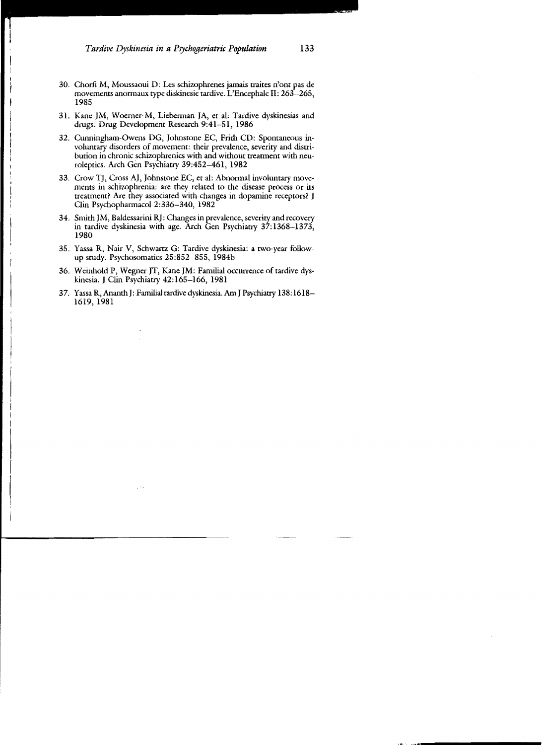30. Chorfi M, Moussaoui D: Les schizophrenes jamais traites n'ont pas de movements anormaux type diskinesie tardive. L'Encephale II: 263–265, 1985

31. Kane JM, Woerner M, Lieberman JA, et al: Tardive dyskinesias and drugs. Drug Development Research 9:41–51, 1986

32. Cunningham-Owens DG, Johnstone EC, Frith CD: Spontaneous involuntary disorders of movement: their prevalence, severity and distribution in chronic schizophrenics with and without treatment with neuroleptics. Arch Gen Psychiatry 39:452–461, 1982

33. Crow TJ, Cross AJ, Johnstone EC, et al: Abnormal involuntary movements in schizophrenia: are they related to the disease process or its treatment? Are they associated with changes in dopamine receptors? J Clin Psychopharmacol 2:336–340, 1982

34. Smith JM, Baldessarini RJ: Changes in prevalence, severity and recovery in tardive dyskinesia with age. Arch Gen Psychiatry 37:1368–1373, 1980

35. Yassa R, Nair V, Schwartz G: Tardive dyskinesia: a two-year follow-up study. Psychosomatics 25:852–855, 1984b

36. Weinhold P, Wegner JT, Kane JM: Familial occurrence of tardive dyskinesia. J Clin Psychiatry 42:165–166, 1981

37. Yassa R, Ananth J: Familial tardive dyskinesia. Am J Psychiatry 138:1618–1619, 1981